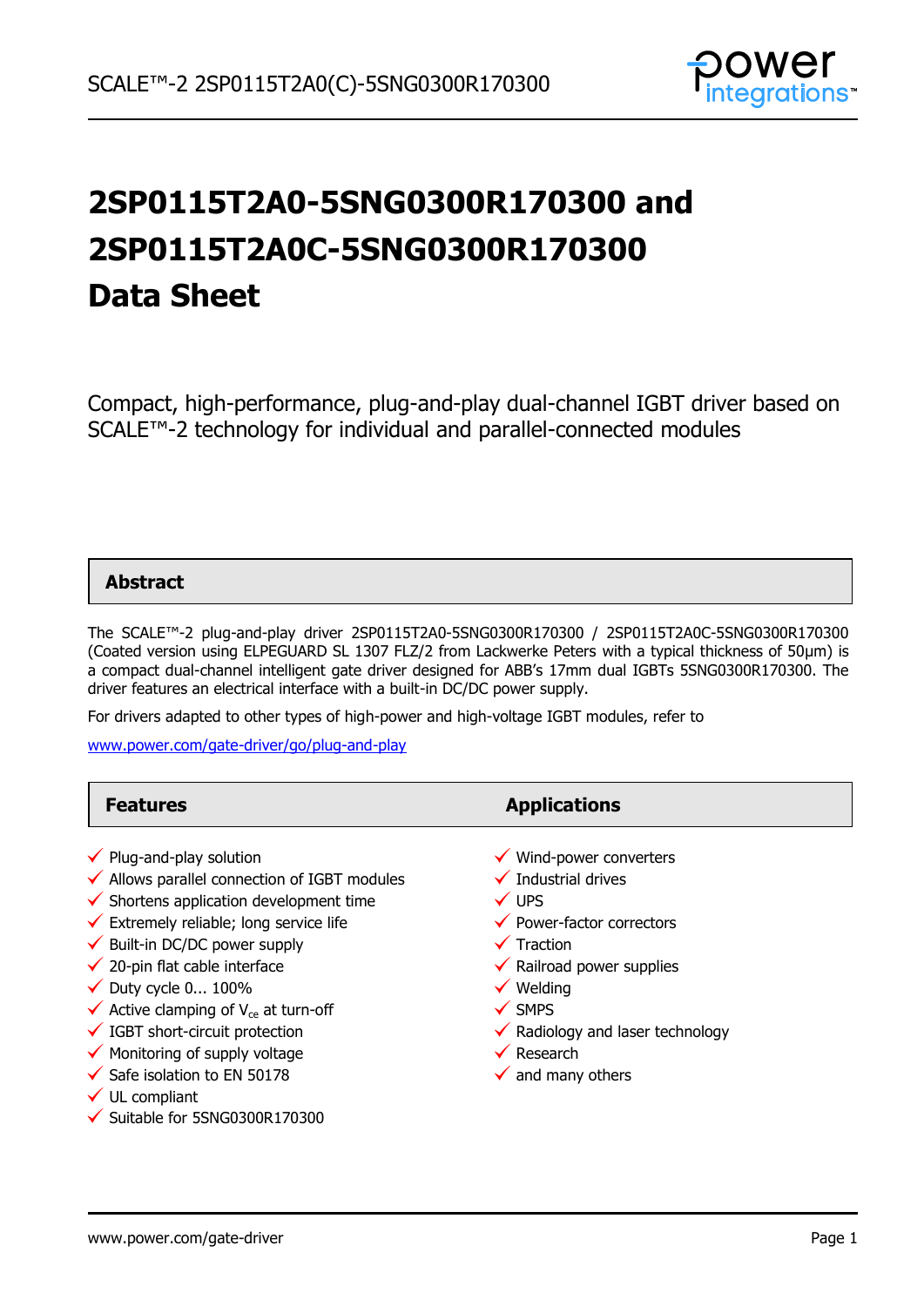# 2SP0115T2A0-5SNG0300R170300 and 2SP0115T2A0C-5SNG0300R170300 Data Sheet

Compact, high-performance, plug-and-play dual-channel IGBT driver based on SCALE™-2 technology for individual and parallel-connected modules

## Abstract

The SCALE™-2 plug-and-play driver 2SP0115T2A0-5SNG0300R170300 / 2SP0115T2A0C-5SNG0300R170300 (Coated version using ELPEGUARD SL 1307 FLZ/2 from Lackwerke Peters with a typical thickness of 50µm) is a compact dual-channel intelligent gate driver designed for ABB's 17mm dual IGBTs 5SNG0300R170300. The driver features an electrical interface with a built-in DC/DC power supply.

For drivers adapted to other types of high-power and high-voltage IGBT modules, refer to

www.power.com/gate-driver/go/plug-and-play

## Features

- ✓ Plug-and-play solution
- ✓ Allows parallel connection of IGBT modules
- ✓ Shortens application development time
- ✓ Extremely reliable; long service life
- ✓ Built-in DC/DC power supply
- ✓ 20-pin flat cable interface
- ✓ Duty cycle 0... 100%
- ✓ Active clamping of $V_{ce}$ at turn-off
- ✓ IGBT short-circuit protection
- ✓ Monitoring of supply voltage
- ✓ Safe isolation to EN 50178
- ✓ UL compliant
- ✓ Suitable for 5SNG0300R170300

## Applications

- ✓ Wind-power converters
- ✓ Industrial drives
- ✓ UPS
- ✓ Power-factor correctors
- ✓ Traction
- ✓ Railroad power supplies
- ✓ Welding
- ✓ SMPS
- ✓ Radiology and laser technology
- ✓ Research
- ✓ and many others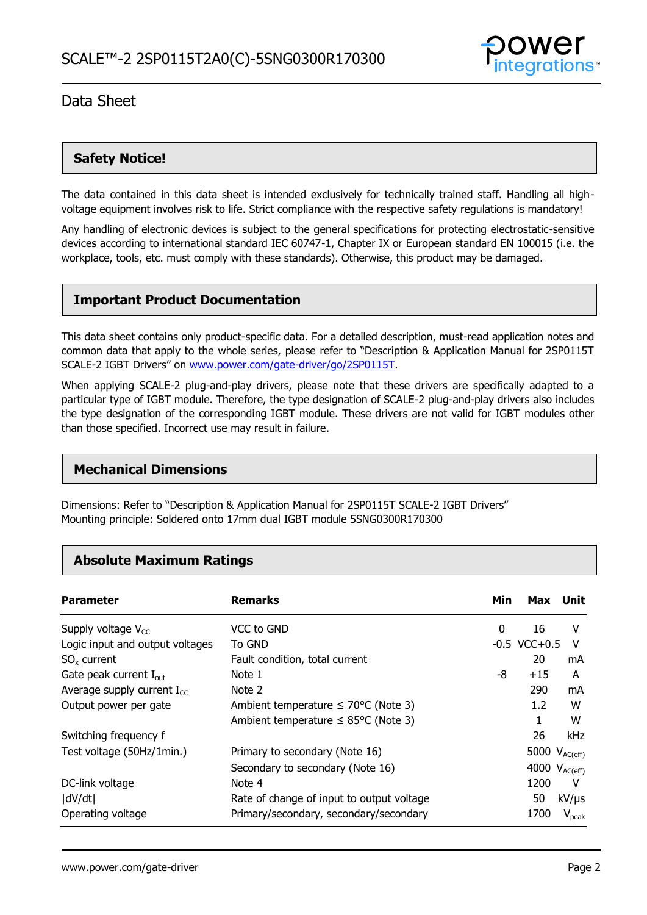## Safety Notice!

The data contained in this data sheet is intended exclusively for technically trained staff. Handling all high-voltage equipment involves risk to life. Strict compliance with the respective safety regulations is mandatory!

Any handling of electronic devices is subject to the general specifications for protecting electrostatic-sensitive devices according to international standard IEC 60747-1, Chapter IX or European standard EN 100015 (i.e. the workplace, tools, etc. must comply with these standards). Otherwise, this product may be damaged.

## Important Product Documentation

This data sheet contains only product-specific data. For a detailed description, must-read application notes and common data that apply to the whole series, please refer to "Description & Application Manual for 2SP0115T SCALE-2 IGBT Drivers" on www.power.com/gate-driver/go/2SP0115T.

When applying SCALE-2 plug-and-play drivers, please note that these drivers are specifically adapted to a particular type of IGBT module. Therefore, the type designation of SCALE-2 plug-and-play drivers also includes the type designation of the corresponding IGBT module. These drivers are not valid for IGBT modules other than those specified. Incorrect use may result in failure.

## Mechanical Dimensions

Dimensions: Refer to "Description & Application Manual for 2SP0115T SCALE-2 IGBT Drivers"
Mounting principle: Soldered onto 17mm dual IGBT module 5SNG0300R170300

## Absolute Maximum Ratings

| Parameter | Remarks | Min | Max | Unit |
|---|---|---|---|---|
| Supply voltage $V_{CC}$ | VCC to GND | 0 | 16 | V |
| Logic input and output voltages | To GND | -0.5 | VCC+0.5 | V |
| $SO_x$ current | Fault condition, total current | | 20 | mA |
| Gate peak current $I_{out}$ | Note 1 | -8 | +15 | A |
| Average supply current $I_{CC}$ | Note 2 | | 290 | mA |
| Output power per gate | Ambient temperature ≤ 70°C (Note 3) | | 1.2 | W |
| | Ambient temperature ≤ 85°C (Note 3) | | 1 | W |
| Switching frequency f | | | 26 | kHz |
| Test voltage (50Hz/1min.) | Primary to secondary (Note 16) | | 5000 | $V_{AC(eff)}$ |
| | Secondary to secondary (Note 16) | | 4000 | $V_{AC(eff)}$ |
| DC-link voltage | Note 4 | | 1200 | V |
| \|dV/dt\| | Rate of change of input to output voltage | | 50 | kV/μs |
| Operating voltage | Primary/secondary, secondary/secondary | | 1700 | $V_{peak}$ |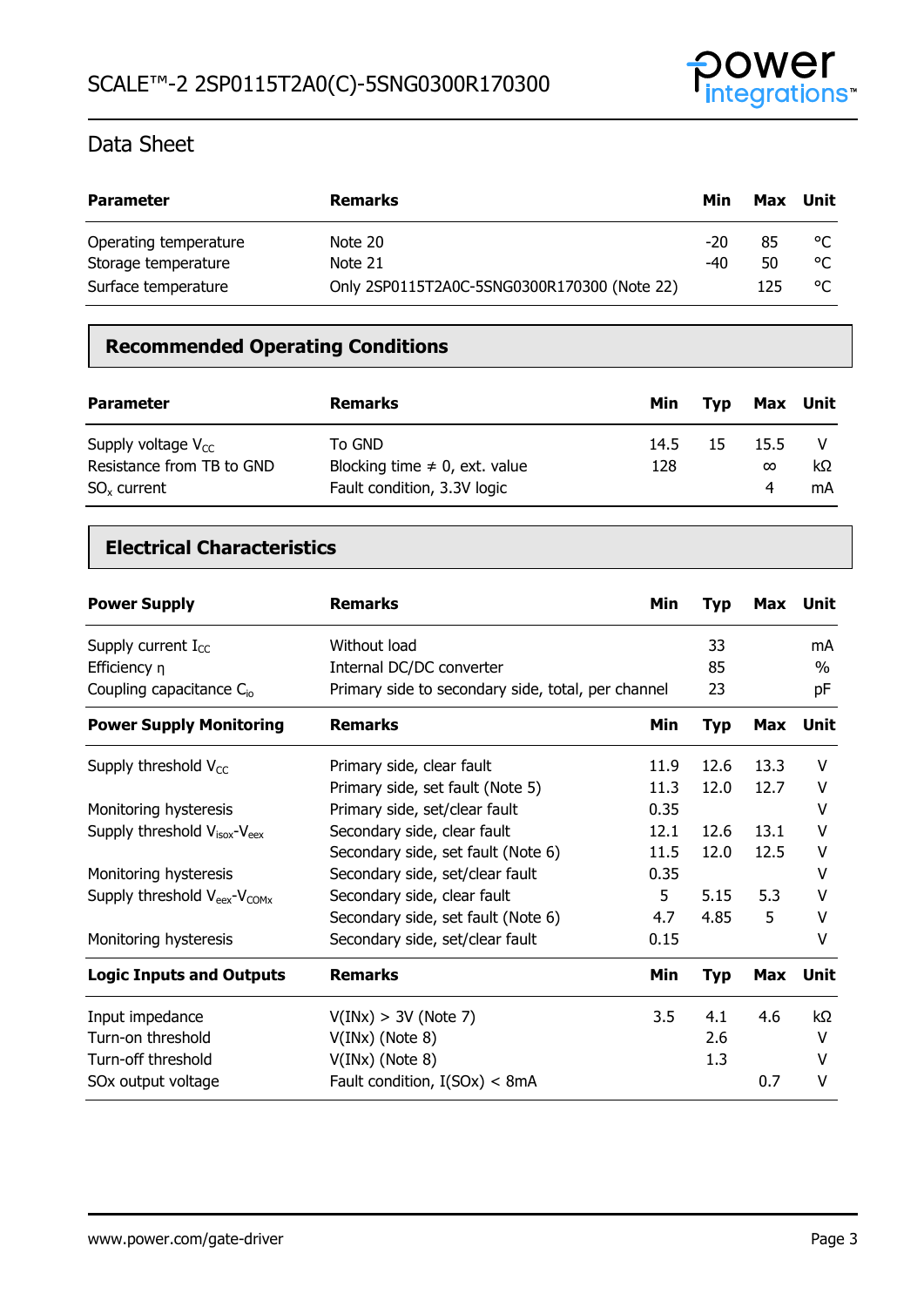| Parameter | Remarks | Min | Max | Unit |
|---|---|---|---|---|
| Operating temperature | Note 20 | -20 | 85 | °C |
| Storage temperature | Note 21 | -40 | 50 | °C |
| Surface temperature | Only 2SP0115T2A0C-5SNG0300R170300 (Note 22) | | 125 | °C |

## Recommended Operating Conditions

| Parameter | Remarks | Min | Typ | Max | Unit |
|---|---|---|---|---|---|
| Supply voltage $V_{CC}$ | To GND | 14.5 | 15 | 15.5 | V |
| Resistance from TB to GND | Blocking time ≠ 0, ext. value | 128 | | ∞ | kΩ |
| $SO_x$ current | Fault condition, 3.3V logic | | | 4 | mA |

## Electrical Characteristics

| Power Supply | Remarks | Min | Typ | Max | Unit |
|---|---|---|---|---|---|
| Supply current $I_{CC}$ | Without load | | 33 | | mA |
| Efficiency η | Internal DC/DC converter | | 85 | | % |
| Coupling capacitance $C_{io}$ | Primary side to secondary side, total, per channel | | 23 | | pF |

| Power Supply Monitoring | Remarks | Min | Typ | Max | Unit |
|---|---|---|---|---|---|
| Supply threshold $V_{CC}$ | Primary side, clear fault | 11.9 | 12.6 | 13.3 | V |
| | Primary side, set fault (Note 5) | 11.3 | 12.0 | 12.7 | V |
| Monitoring hysteresis | Primary side, set/clear fault | 0.35 | | | V |
| Supply threshold $V_{isox}$-$V_{eex}$ | Secondary side, clear fault | 12.1 | 12.6 | 13.1 | V |
| | Secondary side, set fault (Note 6) | 11.5 | 12.0 | 12.5 | V |
| Monitoring hysteresis | Secondary side, set/clear fault | 0.35 | | | V |
| Supply threshold $V_{eex}$-$V_{COMx}$ | Secondary side, clear fault | 5 | 5.15 | 5.3 | V |
| | Secondary side, set fault (Note 6) | 4.7 | 4.85 | 5 | V |
| Monitoring hysteresis | Secondary side, set/clear fault | 0.15 | | | V |

| Logic Inputs and Outputs | Remarks | Min | Typ | Max | Unit |
|---|---|---|---|---|---|
| Input impedance | V(INx) > 3V (Note 7) | 3.5 | 4.1 | 4.6 | kΩ |
| Turn-on threshold | V(INx) (Note 8) | | 2.6 | | V |
| Turn-off threshold | V(INx) (Note 8) | | 1.3 | | V |
| SOx output voltage | Fault condition, I(SOx) < 8mA | | | 0.7 | V |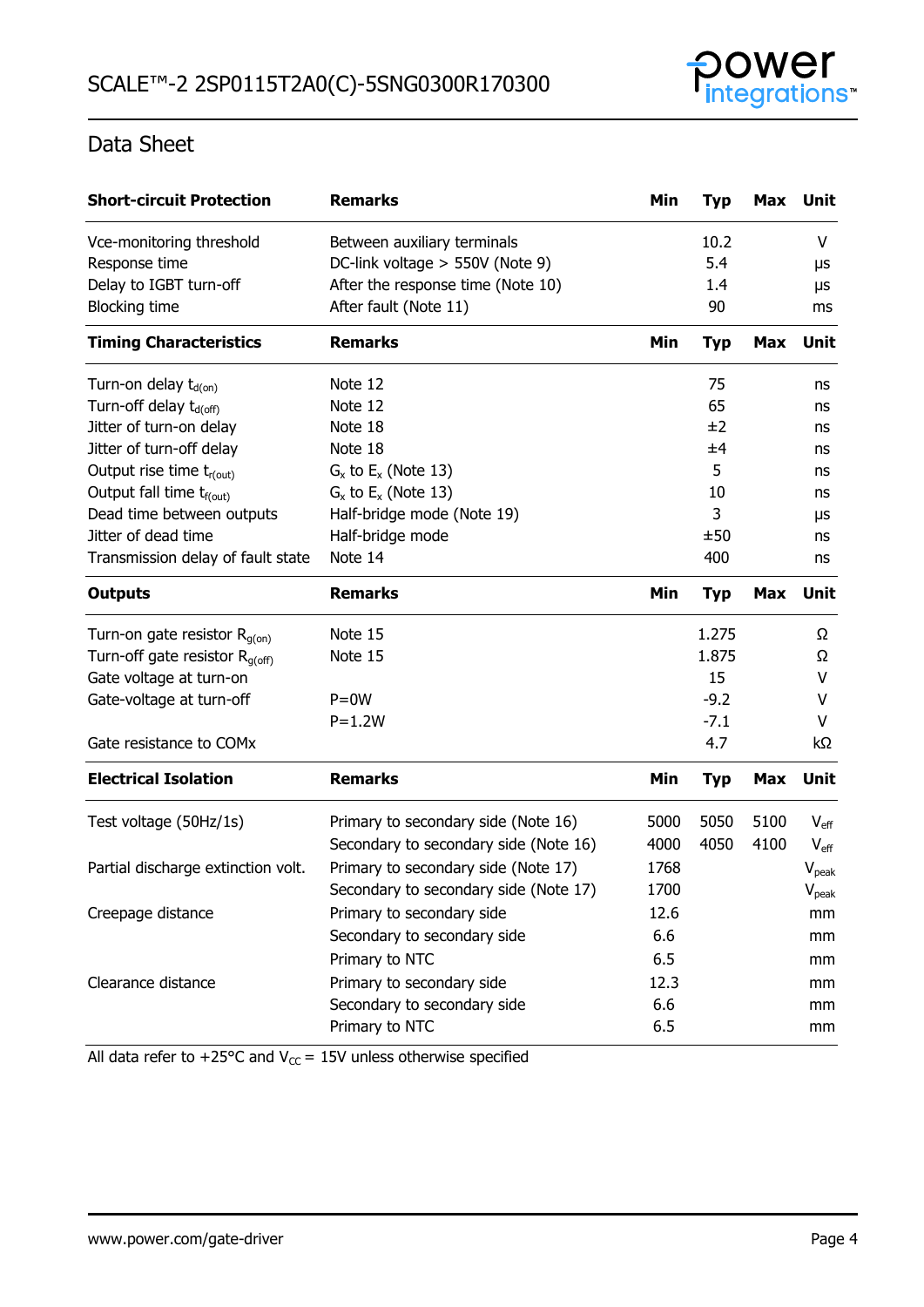## Data Sheet

| Short-circuit Protection | Remarks | Min | Typ | Max | Unit |
|---|---|---|---|---|---|
| Vce-monitoring threshold | Between auxiliary terminals | | 10.2 | | V |
| Response time | DC-link voltage > 550V (Note 9) | | 5.4 | | µs |
| Delay to IGBT turn-off | After the response time (Note 10) | | 1.4 | | µs |
| Blocking time | After fault (Note 11) | | 90 | | ms |
| **Timing Characteristics** | **Remarks** | **Min** | **Typ** | **Max** | **Unit** |
| Turn-on delay $t_{d(on)}$ | Note 12 | | 75 | | ns |
| Turn-off delay $t_{d(off)}$ | Note 12 | | 65 | | ns |
| Jitter of turn-on delay | Note 18 | | ±2 | | ns |
| Jitter of turn-off delay | Note 18 | | ±4 | | ns |
| Output rise time $t_{r(out)}$ | $G_x$ to $E_x$ (Note 13) | | 5 | | ns |
| Output fall time $t_{f(out)}$ | $G_x$ to $E_x$ (Note 13) | | 10 | | ns |
| Dead time between outputs | Half-bridge mode (Note 19) | | 3 | | µs |
| Jitter of dead time | Half-bridge mode | | ±50 | | ns |
| Transmission delay of fault state | Note 14 | | 400 | | ns |
| **Outputs** | **Remarks** | **Min** | **Typ** | **Max** | **Unit** |
| Turn-on gate resistor $R_{g(on)}$ | Note 15 | | 1.275 | | Ω |
| Turn-off gate resistor $R_{g(off)}$ | Note 15 | | 1.875 | | Ω |
| Gate voltage at turn-on | | | 15 | | V |
| Gate-voltage at turn-off | P=0W | | -9.2 | | V |
| | P=1.2W | | -7.1 | | V |
| Gate resistance to COMx | | | 4.7 | | kΩ |
| **Electrical Isolation** | **Remarks** | **Min** | **Typ** | **Max** | **Unit** |
| Test voltage (50Hz/1s) | Primary to secondary side (Note 16) | 5000 | 5050 | 5100 | $V_{eff}$ |
| | Secondary to secondary side (Note 16) | 4000 | 4050 | 4100 | $V_{eff}$ |
| Partial discharge extinction volt. | Primary to secondary side (Note 17) | 1768 | | | $V_{peak}$ |
| | Secondary to secondary side (Note 17) | 1700 | | | $V_{peak}$ |
| Creepage distance | Primary to secondary side | 12.6 | | | mm |
| | Secondary to secondary side | 6.6 | | | mm |
| | Primary to NTC | 6.5 | | | mm |
| Clearance distance | Primary to secondary side | 12.3 | | | mm |
| | Secondary to secondary side | 6.6 | | | mm |
| | Primary to NTC | 6.5 | | | mm |

All data refer to +25°C and $V_{CC}$ = 15V unless otherwise specified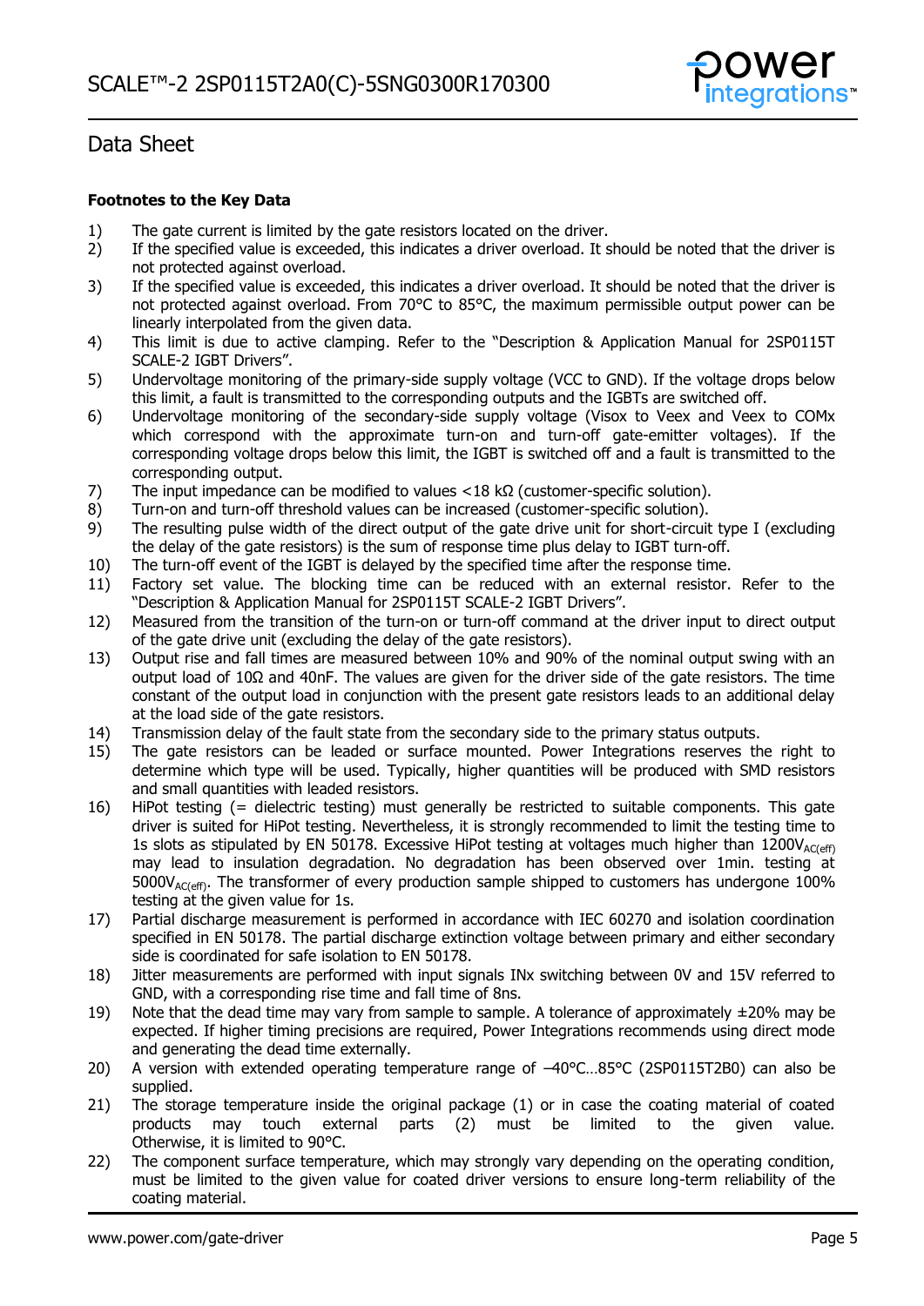## Data Sheet

**Footnotes to the Key Data**

1) The gate current is limited by the gate resistors located on the driver.
2) If the specified value is exceeded, this indicates a driver overload. It should be noted that the driver is not protected against overload.
3) If the specified value is exceeded, this indicates a driver overload. It should be noted that the driver is not protected against overload. From 70°C to 85°C, the maximum permissible output power can be linearly interpolated from the given data.
4) This limit is due to active clamping. Refer to the "Description & Application Manual for 2SP0115T SCALE-2 IGBT Drivers".
5) Undervoltage monitoring of the primary-side supply voltage (VCC to GND). If the voltage drops below this limit, a fault is transmitted to the corresponding outputs and the IGBTs are switched off.
6) Undervoltage monitoring of the secondary-side supply voltage (Visox to Veex and Veex to COMx which correspond with the approximate turn-on and turn-off gate-emitter voltages). If the corresponding voltage drops below this limit, the IGBT is switched off and a fault is transmitted to the corresponding output.
7) The input impedance can be modified to values <18 kΩ (customer-specific solution).
8) Turn-on and turn-off threshold values can be increased (customer-specific solution).
9) The resulting pulse width of the direct output of the gate drive unit for short-circuit type I (excluding the delay of the gate resistors) is the sum of response time plus delay to IGBT turn-off.
10) The turn-off event of the IGBT is delayed by the specified time after the response time.
11) Factory set value. The blocking time can be reduced with an external resistor. Refer to the "Description & Application Manual for 2SP0115T SCALE-2 IGBT Drivers".
12) Measured from the transition of the turn-on or turn-off command at the driver input to direct output of the gate drive unit (excluding the delay of the gate resistors).
13) Output rise and fall times are measured between 10% and 90% of the nominal output swing with an output load of 10Ω and 40nF. The values are given for the driver side of the gate resistors. The time constant of the output load in conjunction with the present gate resistors leads to an additional delay at the load side of the gate resistors.
14) Transmission delay of the fault state from the secondary side to the primary status outputs.
15) The gate resistors can be leaded or surface mounted. Power Integrations reserves the right to determine which type will be used. Typically, higher quantities will be produced with SMD resistors and small quantities with leaded resistors.
16) HiPot testing (= dielectric testing) must generally be restricted to suitable components. This gate driver is suited for HiPot testing. Nevertheless, it is strongly recommended to limit the testing time to 1s slots as stipulated by EN 50178. Excessive HiPot testing at voltages much higher than $1200V_{AC(eff)}$ may lead to insulation degradation. No degradation has been observed over 1min. testing at $5000V_{AC(eff)}$. The transformer of every production sample shipped to customers has undergone 100% testing at the given value for 1s.
17) Partial discharge measurement is performed in accordance with IEC 60270 and isolation coordination specified in EN 50178. The partial discharge extinction voltage between primary and either secondary side is coordinated for safe isolation to EN 50178.
18) Jitter measurements are performed with input signals INx switching between 0V and 15V referred to GND, with a corresponding rise time and fall time of 8ns.
19) Note that the dead time may vary from sample to sample. A tolerance of approximately ±20% may be expected. If higher timing precisions are required, Power Integrations recommends using direct mode and generating the dead time externally.
20) A version with extended operating temperature range of –40°C…85°C (2SP0115T2B0) can also be supplied.
21) The storage temperature inside the original package (1) or in case the coating material of coated products may touch external parts (2) must be limited to the given value. Otherwise, it is limited to 90°C.
22) The component surface temperature, which may strongly vary depending on the operating condition, must be limited to the given value for coated driver versions to ensure long-term reliability of the coating material.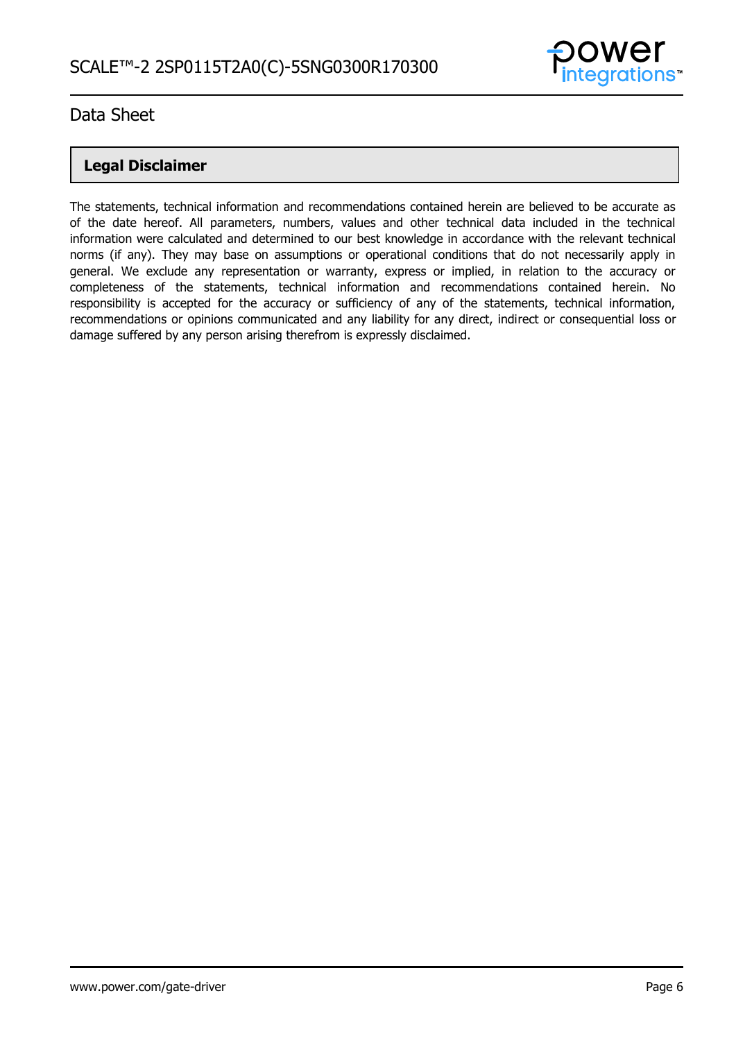## Legal Disclaimer

The statements, technical information and recommendations contained herein are believed to be accurate as of the date hereof. All parameters, numbers, values and other technical data included in the technical information were calculated and determined to our best knowledge in accordance with the relevant technical norms (if any). They may base on assumptions or operational conditions that do not necessarily apply in general. We exclude any representation or warranty, express or implied, in relation to the accuracy or completeness of the statements, technical information and recommendations contained herein. No responsibility is accepted for the accuracy or sufficiency of any of the statements, technical information, recommendations or opinions communicated and any liability for any direct, indirect or consequential loss or damage suffered by any person arising therefrom is expressly disclaimed.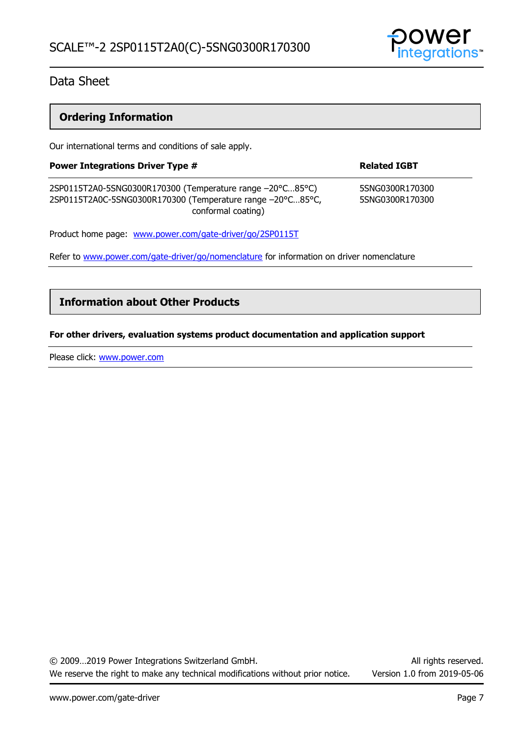## Ordering Information

Our international terms and conditions of sale apply.

| Power Integrations Driver Type # | Related IGBT |
|---|---|
| 2SP0115T2A0-5SNG0300R170300 (Temperature range –20°C…85°C) | 5SNG0300R170300 |
| 2SP0115T2A0C-5SNG0300R170300 (Temperature range –20°C…85°C, conformal coating) | 5SNG0300R170300 |

Product home page: [www.power.com/gate-driver/go/2SP0115T](www.power.com/gate-driver/go/2SP0115T)

Refer to [www.power.com/gate-driver/go/nomenclature](www.power.com/gate-driver/go/nomenclature) for information on driver nomenclature

## Information about Other Products

**For other drivers, evaluation systems product documentation and application support**

Please click: [www.power.com](www.power.com)

© 2009…2019 Power Integrations Switzerland GmbH. All rights reserved.
We reserve the right to make any technical modifications without prior notice. Version 1.0 from 2019-05-06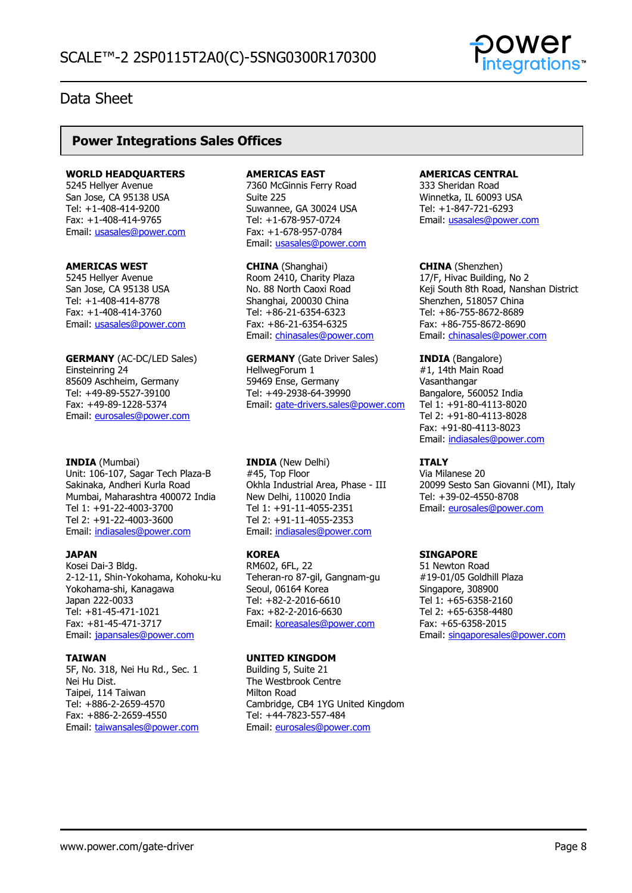## Power Integrations Sales Offices

**WORLD HEADQUARTERS**
5245 Hellyer Avenue
San Jose, CA 95138 USA
Tel: +1-408-414-9200
Fax: +1-408-414-9765
Email: usasales@power.com

**AMERICAS EAST**
7360 McGinnis Ferry Road
Suite 225
Suwannee, GA 30024 USA
Tel: +1-678-957-0724
Fax: +1-678-957-0784
Email: usasales@power.com

**AMERICAS CENTRAL**
333 Sheridan Road
Winnetka, IL 60093 USA
Tel: +1-847-721-6293
Email: usasales@power.com

**AMERICAS WEST**
5245 Hellyer Avenue
San Jose, CA 95138 USA
Tel: +1-408-414-8778
Fax: +1-408-414-3760
Email: usasales@power.com

**CHINA** (Shanghai)
Room 2410, Charity Plaza
No. 88 North Caoxi Road
Shanghai, 200030 China
Tel: +86-21-6354-6323
Fax: +86-21-6354-6325
Email: chinasales@power.com

**CHINA** (Shenzhen)
17/F, Hivac Building, No 2
Keji South 8th Road, Nanshan District
Shenzhen, 518057 China
Tel: +86-755-8672-8689
Fax: +86-755-8672-8690
Email: chinasales@power.com

**GERMANY** (AC-DC/LED Sales)
Einsteinring 24
85609 Aschheim, Germany
Tel: +49-89-5527-39100
Fax: +49-89-1228-5374
Email: eurosales@power.com

**GERMANY** (Gate Driver Sales)
HellwegForum 1
59469 Ense, Germany
Tel: +49-2938-64-39990
Email: gate-drivers.sales@power.com

**INDIA** (Bangalore)
#1, 14th Main Road
Vasanthangar
Bangalore, 560052 India
Tel 1: +91-80-4113-8020
Tel 2: +91-80-4113-8028
Fax: +91-80-4113-8023
Email: indiasales@power.com

**INDIA** (Mumbai)
Unit: 106-107, Sagar Tech Plaza-B
Sakinaka, Andheri Kurla Road
Mumbai, Maharashtra 400072 India
Tel 1: +91-22-4003-3700
Tel 2: +91-22-4003-3600
Email: indiasales@power.com

**INDIA** (New Delhi)
#45, Top Floor
Okhla Industrial Area, Phase - III
New Delhi, 110020 India
Tel 1: +91-11-4055-2351
Tel 2: +91-11-4055-2353
Email: indiasales@power.com

**ITALY**
Via Milanese 20
20099 Sesto San Giovanni (MI), Italy
Tel: +39-02-4550-8708
Email: eurosales@power.com

**JAPAN**
Kosei Dai-3 Bldg.
2-12-11, Shin-Yokohama, Kohoku-ku
Yokohama-shi, Kanagawa
Japan 222-0033
Tel: +81-45-471-1021
Fax: +81-45-471-3717
Email: japansales@power.com

**KOREA**
RM602, 6FL, 22
Teheran-ro 87-gil, Gangnam-gu
Seoul, 06164 Korea
Tel: +82-2-2016-6610
Fax: +82-2-2016-6630
Email: koreasales@power.com

**SINGAPORE**
51 Newton Road
#19-01/05 Goldhill Plaza
Singapore, 308900
Tel 1: +65-6358-2160
Tel 2: +65-6358-4480
Fax: +65-6358-2015
Email: singaporesales@power.com

**TAIWAN**
5F, No. 318, Nei Hu Rd., Sec. 1
Nei Hu Dist.
Taipei, 114 Taiwan
Tel: +886-2-2659-4570
Fax: +886-2-2659-4550
Email: taiwansales@power.com

**UNITED KINGDOM**
Building 5, Suite 21
The Westbrook Centre
Milton Road
Cambridge, CB4 1YG United Kingdom
Tel: +44-7823-557-484
Email: eurosales@power.com